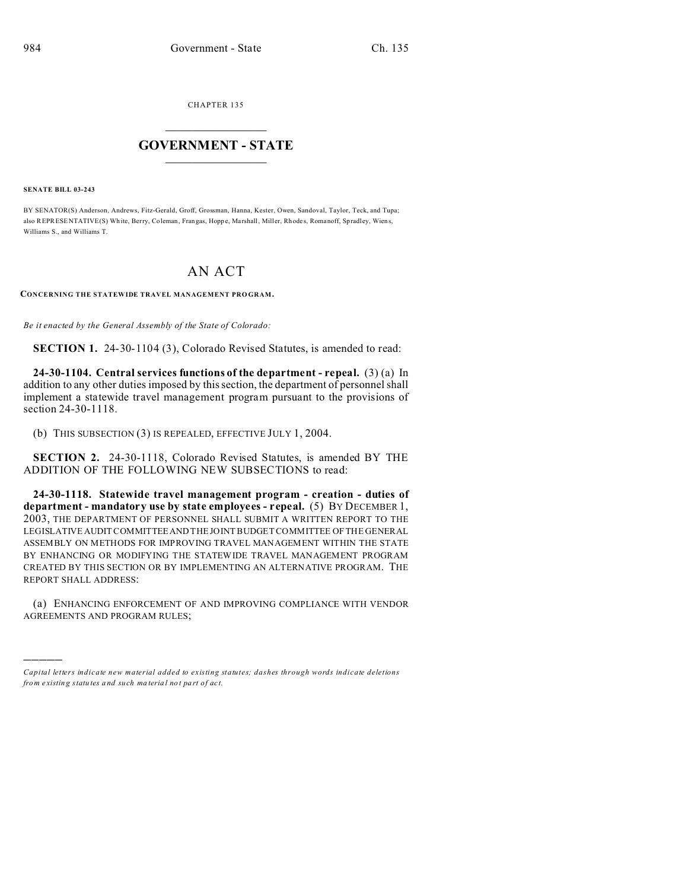CHAPTER 135

# GOVERNMENT - STATE

**SENATE BILL 03-243**

BY SENATOR(S) Anderson, Andrews, Fitz-Gerald, Groff, Grossman, Hanna, Kester, Owen, Sandoval, Taylor, Teck, and Tupa; also REPRESENTATIVE(S) White, Berry, Coleman, Frangas, Hoppe, Marshall, Miller, Rhodes, Romanoff, Spradley, Wiens, Williams S., and Williams T.

# AN ACT

**CONCERNING THE STATEWIDE TRAVEL MANAGEMENT PROGRAM.**

*Be it enacted by the General Assembly of the State of Colorado:*

**SECTION 1.** 24-30-1104 (3), Colorado Revised Statutes, is amended to read:

**24-30-1104. Central services functions of the department - repeal.** (3) (a) In addition to any other duties imposed by this section, the department of personnel shall implement a statewide travel management program pursuant to the provisions of section 24-30-1118.

(b) THIS SUBSECTION (3) IS REPEALED, EFFECTIVE JULY 1, 2004.

**SECTION 2.** 24-30-1118, Colorado Revised Statutes, is amended BY THE ADDITION OF THE FOLLOWING NEW SUBSECTIONS to read:

**24-30-1118. Statewide travel management program - creation - duties of department - mandatory use by state employees - repeal.** (5) BY DECEMBER 1, 2003, THE DEPARTMENT OF PERSONNEL SHALL SUBMIT A WRITTEN REPORT TO THE LEGISLATIVE AUDIT COMMITTEE AND THE JOINT BUDGET COMMITTEE OF THE GENERAL ASSEMBLY ON METHODS FOR IMPROVING TRAVEL MANAGEMENT WITHIN THE STATE BY ENHANCING OR MODIFYING THE STATEWIDE TRAVEL MANAGEMENT PROGRAM CREATED BY THIS SECTION OR BY IMPLEMENTING AN ALTERNATIVE PROGRAM. THE REPORT SHALL ADDRESS:

(a) ENHANCING ENFORCEMENT OF AND IMPROVING COMPLIANCE WITH VENDOR AGREEMENTS AND PROGRAM RULES;

---

*Capital letters indicate new material added to existing statutes; dashes through words indicate deletions from existing statutes and such material not part of act.*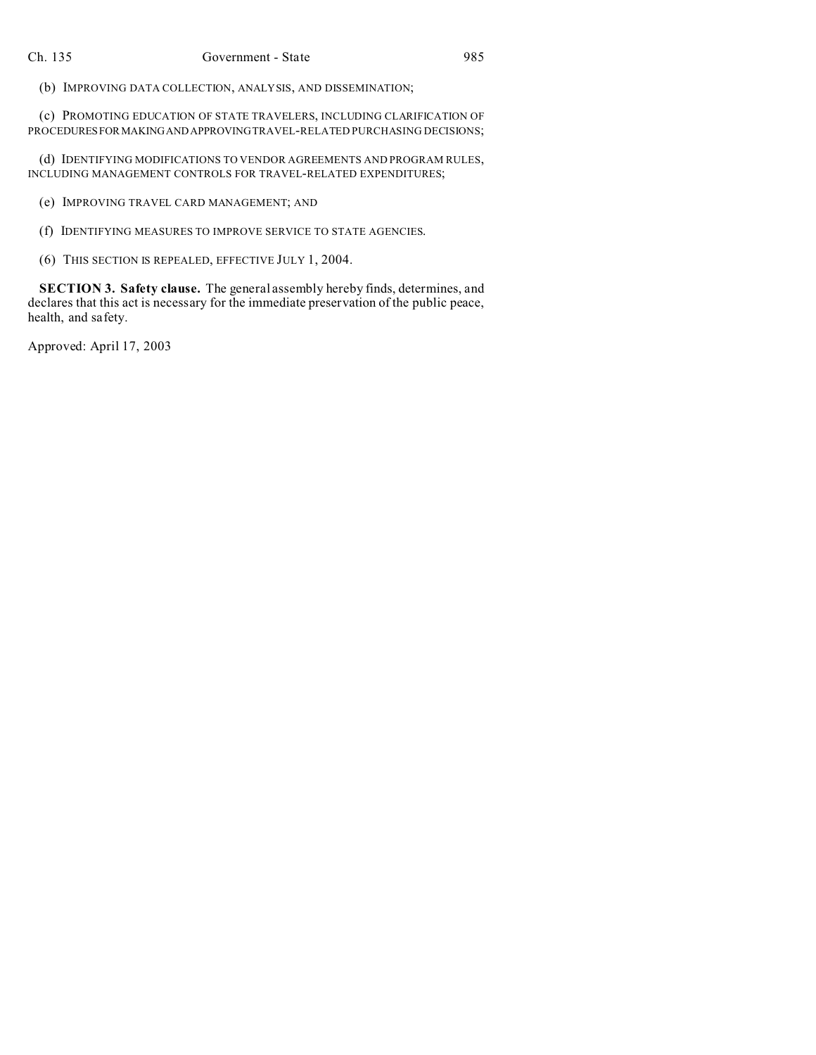(b) IMPROVING DATA COLLECTION, ANALYSIS, AND DISSEMINATION;

(c) PROMOTING EDUCATION OF STATE TRAVELERS, INCLUDING CLARIFICATION OF PROCEDURES FOR MAKING AND APPROVING TRAVEL-RELATED PURCHASING DECISIONS;

(d) IDENTIFYING MODIFICATIONS TO VENDOR AGREEMENTS AND PROGRAM RULES, INCLUDING MANAGEMENT CONTROLS FOR TRAVEL-RELATED EXPENDITURES;

(e) IMPROVING TRAVEL CARD MANAGEMENT; AND

(f) IDENTIFYING MEASURES TO IMPROVE SERVICE TO STATE AGENCIES.

(6) THIS SECTION IS REPEALED, EFFECTIVE JULY 1, 2004.

**SECTION 3. Safety clause.** The general assembly hereby finds, determines, and declares that this act is necessary for the immediate preservation of the public peace, health, and safety.

Approved: April 17, 2003